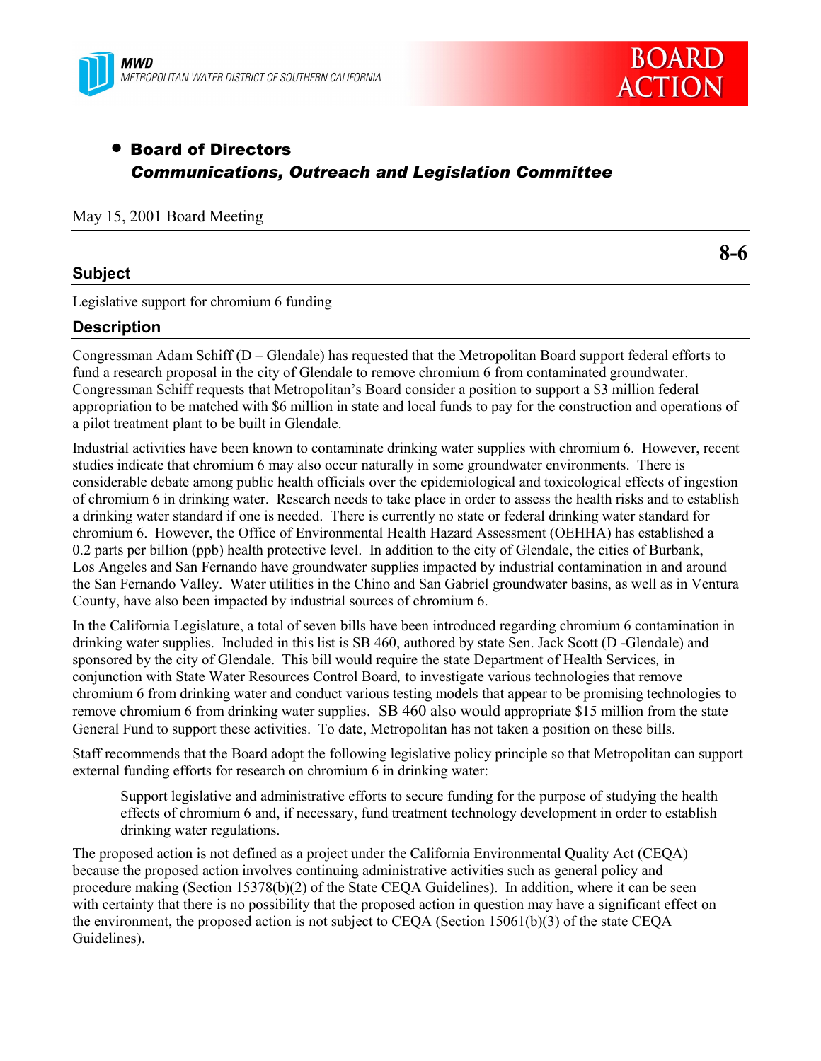MWD
METROPOLITAN WATER DISTRICT OF SOUTHERN CALIFORNIA

BOARD ACTION

- **Board of Directors**
  ***Communications, Outreach and Legislation Committee***

May 15, 2001 Board Meeting

**8-6**

## Subject

Legislative support for chromium 6 funding

## Description

Congressman Adam Schiff (D – Glendale) has requested that the Metropolitan Board support federal efforts to fund a research proposal in the city of Glendale to remove chromium 6 from contaminated groundwater. Congressman Schiff requests that Metropolitan's Board consider a position to support a $3 million federal appropriation to be matched with $6 million in state and local funds to pay for the construction and operations of a pilot treatment plant to be built in Glendale.

Industrial activities have been known to contaminate drinking water supplies with chromium 6. However, recent studies indicate that chromium 6 may also occur naturally in some groundwater environments. There is considerable debate among public health officials over the epidemiological and toxicological effects of ingestion of chromium 6 in drinking water. Research needs to take place in order to assess the health risks and to establish a drinking water standard if one is needed. There is currently no state or federal drinking water standard for chromium 6. However, the Office of Environmental Health Hazard Assessment (OEHHA) has established a 0.2 parts per billion (ppb) health protective level. In addition to the city of Glendale, the cities of Burbank, Los Angeles and San Fernando have groundwater supplies impacted by industrial contamination in and around the San Fernando Valley. Water utilities in the Chino and San Gabriel groundwater basins, as well as in Ventura County, have also been impacted by industrial sources of chromium 6.

In the California Legislature, a total of seven bills have been introduced regarding chromium 6 contamination in drinking water supplies. Included in this list is SB 460, authored by state Sen. Jack Scott (D -Glendale) and sponsored by the city of Glendale. This bill would require the state Department of Health Services*,* in conjunction with State Water Resources Control Board*,* to investigate various technologies that remove chromium 6 from drinking water and conduct various testing models that appear to be promising technologies to remove chromium 6 from drinking water supplies. SB 460 also would appropriate $15 million from the state General Fund to support these activities. To date, Metropolitan has not taken a position on these bills.

Staff recommends that the Board adopt the following legislative policy principle so that Metropolitan can support external funding efforts for research on chromium 6 in drinking water:

> Support legislative and administrative efforts to secure funding for the purpose of studying the health effects of chromium 6 and, if necessary, fund treatment technology development in order to establish drinking water regulations.

The proposed action is not defined as a project under the California Environmental Quality Act (CEQA) because the proposed action involves continuing administrative activities such as general policy and procedure making (Section 15378(b)(2) of the State CEQA Guidelines). In addition, where it can be seen with certainty that there is no possibility that the proposed action in question may have a significant effect on the environment, the proposed action is not subject to CEQA (Section 15061(b)(3) of the state CEQA Guidelines).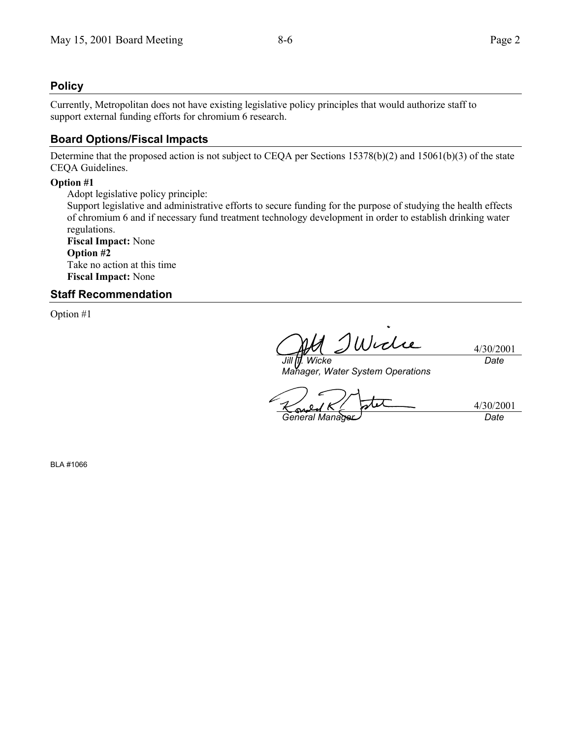## Policy

Currently, Metropolitan does not have existing legislative policy principles that would authorize staff to support external funding efforts for chromium 6 research.

## Board Options/Fiscal Impacts

Determine that the proposed action is not subject to CEQA per Sections 15378(b)(2) and 15061(b)(3) of the state CEQA Guidelines.

**Option #1**

Adopt legislative policy principle:

Support legislative and administrative efforts to secure funding for the purpose of studying the health effects of chromium 6 and if necessary fund treatment technology development in order to establish drinking water regulations.

**Fiscal Impact:** None

**Option #2**

Take no action at this time

**Fiscal Impact:** None

## Staff Recommendation

Option #1

| | |
|---|---|
| *Jill T. Wicke* | 4/30/2001 |
| *Manager, Water System Operations* | *Date* |

| | |
|---|---|
| *General Manager* | 4/30/2001 |
| | *Date* |

BLA #1066